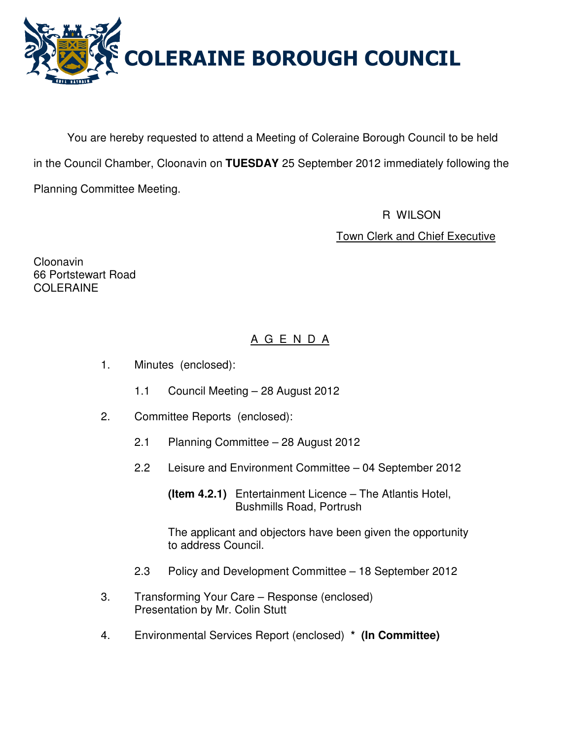# COLERAINE BOROUGH COUNCIL

You are hereby requested to attend a Meeting of Coleraine Borough Council to be held in the Council Chamber, Cloonavin on **TUESDAY** 25 September 2012 immediately following the Planning Committee Meeting.

R WILSON

Town Clerk and Chief Executive

Cloonavin
66 Portstewart Road
COLERAINE

## A G E N D A

1. Minutes (enclosed):

   1.1 Council Meeting – 28 August 2012

2. Committee Reports (enclosed):

   2.1 Planning Committee – 28 August 2012

   2.2 Leisure and Environment Committee – 04 September 2012

   **(Item 4.2.1)** Entertainment Licence – The Atlantis Hotel, Bushmills Road, Portrush

   The applicant and objectors have been given the opportunity to address Council.

   2.3 Policy and Development Committee – 18 September 2012

3. Transforming Your Care – Response (enclosed)
   Presentation by Mr. Colin Stutt

4. Environmental Services Report (enclosed) * **(In Committee)**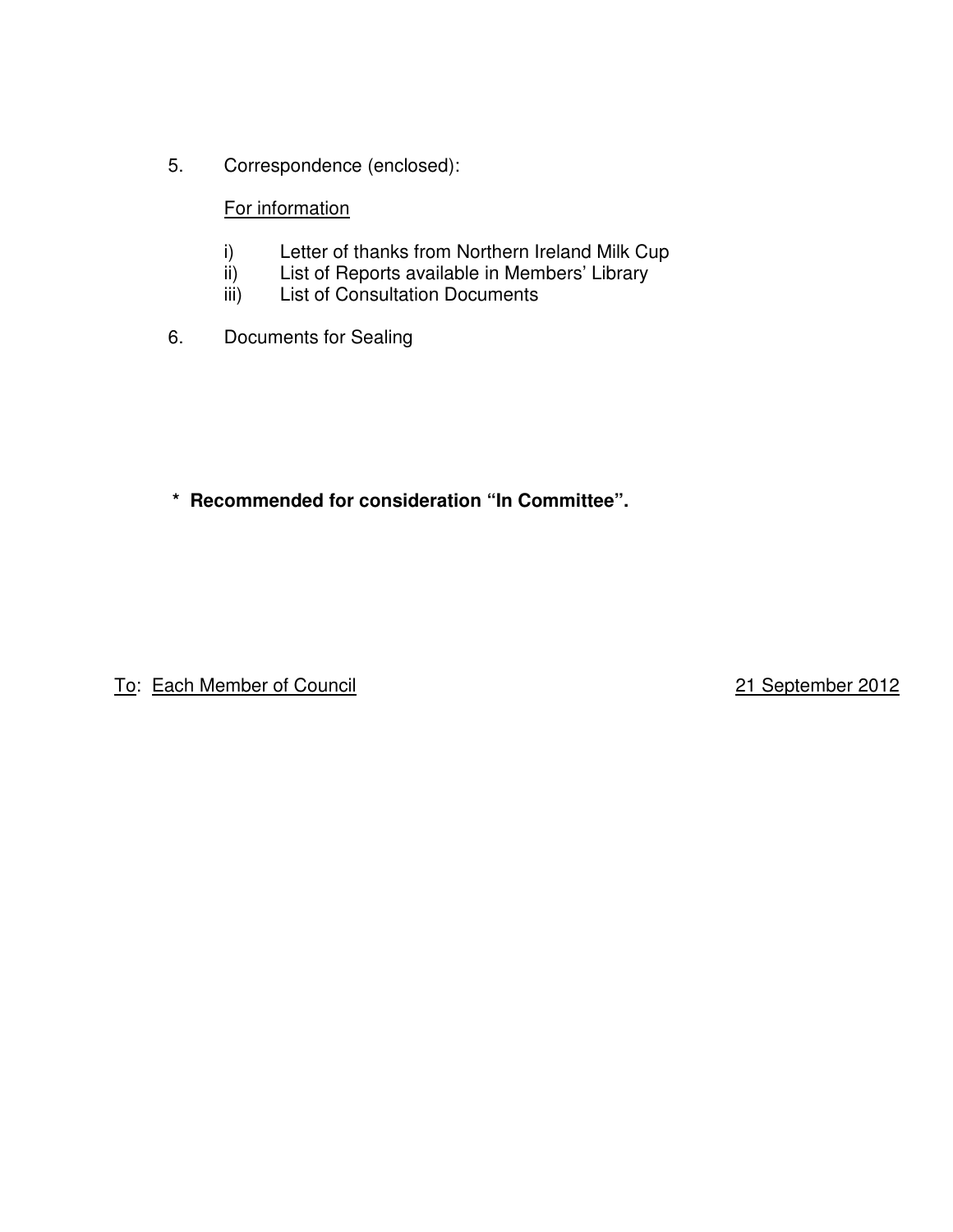5. Correspondence (enclosed):

   <u>For information</u>

   i) Letter of thanks from Northern Ireland Milk Cup
   ii) List of Reports available in Members' Library
   iii) List of Consultation Documents

6. Documents for Sealing

**\* Recommended for consideration "In Committee".**

<u>To</u>: <u>Each Member of Council</u> <u>21 September 2012</u>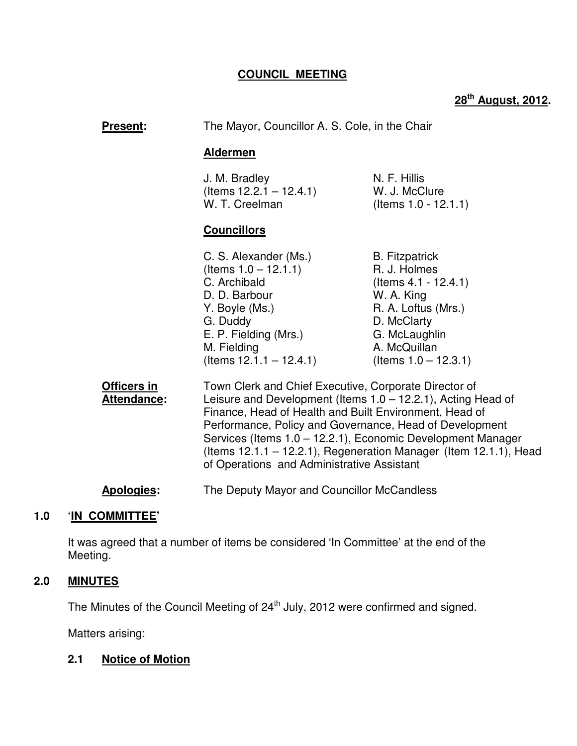# COUNCIL MEETING

**28th August, 2012.**

**Present:** The Mayor, Councillor A. S. Cole, in the Chair

**Aldermen**

J. M. Bradley (Items 12.2.1 – 12.4.1)
W. T. Creelman
N. F. Hillis
W. J. McClure (Items 1.0 - 12.1.1)

**Councillors**

C. S. Alexander (Ms.) (Items 1.0 – 12.1.1)
C. Archibald
D. D. Barbour
Y. Boyle (Ms.)
G. Duddy
E. P. Fielding (Mrs.)
M. Fielding (Items 12.1.1 – 12.4.1)
B. Fitzpatrick
R. J. Holmes (Items 4.1 - 12.4.1)
W. A. King
R. A. Loftus (Mrs.)
D. McClarty
G. McLaughlin
A. McQuillan (Items 1.0 – 12.3.1)

**Officers in Attendance:** Town Clerk and Chief Executive, Corporate Director of Leisure and Development (Items 1.0 – 12.2.1), Acting Head of Finance, Head of Health and Built Environment, Head of Performance, Policy and Governance, Head of Development Services (Items 1.0 – 12.2.1), Economic Development Manager (Items 12.1.1 – 12.2.1), Regeneration Manager (Item 12.1.1), Head of Operations and Administrative Assistant

**Apologies:** The Deputy Mayor and Councillor McCandless

## 1.0 'IN COMMITTEE'

It was agreed that a number of items be considered 'In Committee' at the end of the Meeting.

## 2.0 MINUTES

The Minutes of the Council Meeting of 24th July, 2012 were confirmed and signed.

Matters arising:

### 2.1 Notice of Motion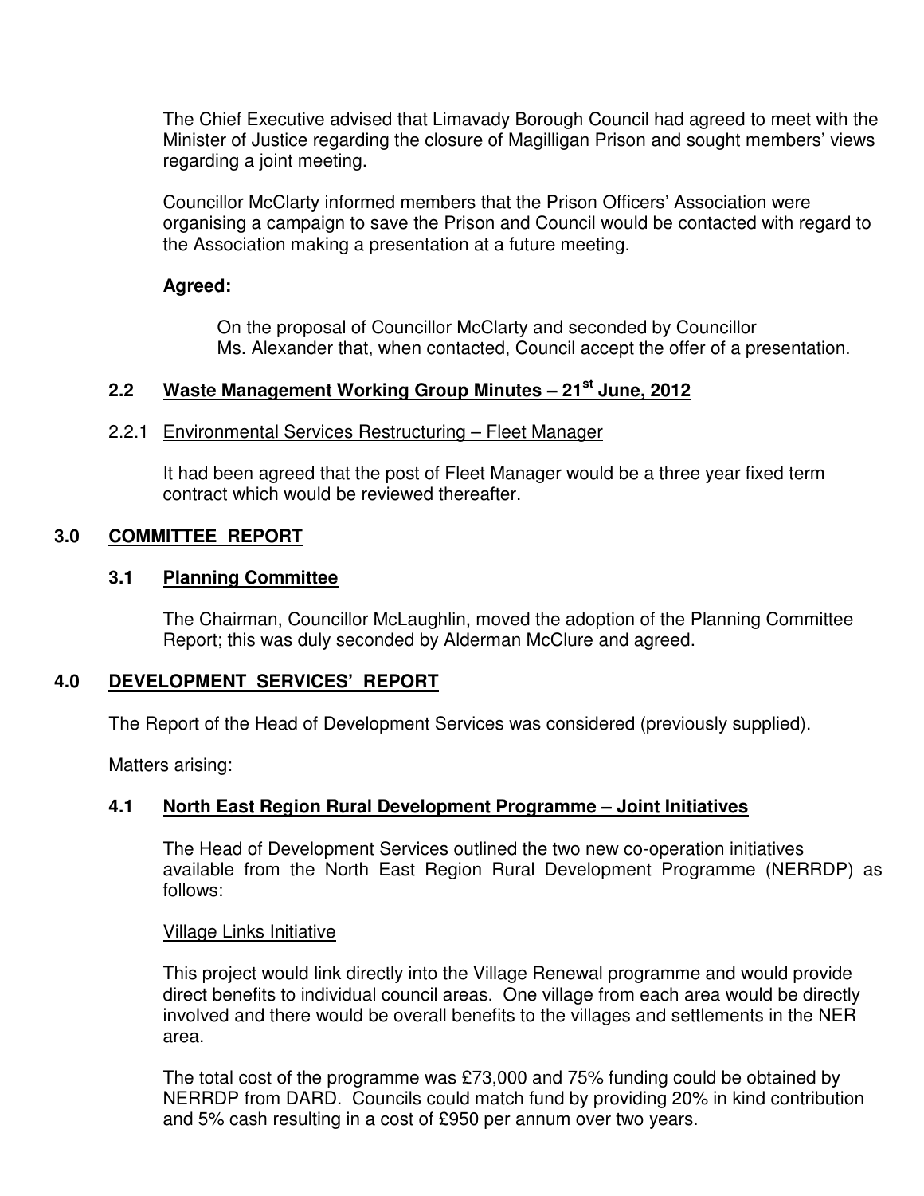The Chief Executive advised that Limavady Borough Council had agreed to meet with the Minister of Justice regarding the closure of Magilligan Prison and sought members' views regarding a joint meeting.

Councillor McClarty informed members that the Prison Officers' Association were organising a campaign to save the Prison and Council would be contacted with regard to the Association making a presentation at a future meeting.

**Agreed:**

On the proposal of Councillor McClarty and seconded by Councillor Ms. Alexander that, when contacted, Council accept the offer of a presentation.

## 2.2 Waste Management Working Group Minutes – 21st June, 2012

### 2.2.1 Environmental Services Restructuring – Fleet Manager

It had been agreed that the post of Fleet Manager would be a three year fixed term contract which would be reviewed thereafter.

## 3.0 COMMITTEE REPORT

### 3.1 Planning Committee

The Chairman, Councillor McLaughlin, moved the adoption of the Planning Committee Report; this was duly seconded by Alderman McClure and agreed.

## 4.0 DEVELOPMENT SERVICES' REPORT

The Report of the Head of Development Services was considered (previously supplied).

Matters arising:

### 4.1 North East Region Rural Development Programme – Joint Initiatives

The Head of Development Services outlined the two new co-operation initiatives available from the North East Region Rural Development Programme (NERRDP) as follows:

Village Links Initiative

This project would link directly into the Village Renewal programme and would provide direct benefits to individual council areas. One village from each area would be directly involved and there would be overall benefits to the villages and settlements in the NER area.

The total cost of the programme was £73,000 and 75% funding could be obtained by NERRDP from DARD. Councils could match fund by providing 20% in kind contribution and 5% cash resulting in a cost of £950 per annum over two years.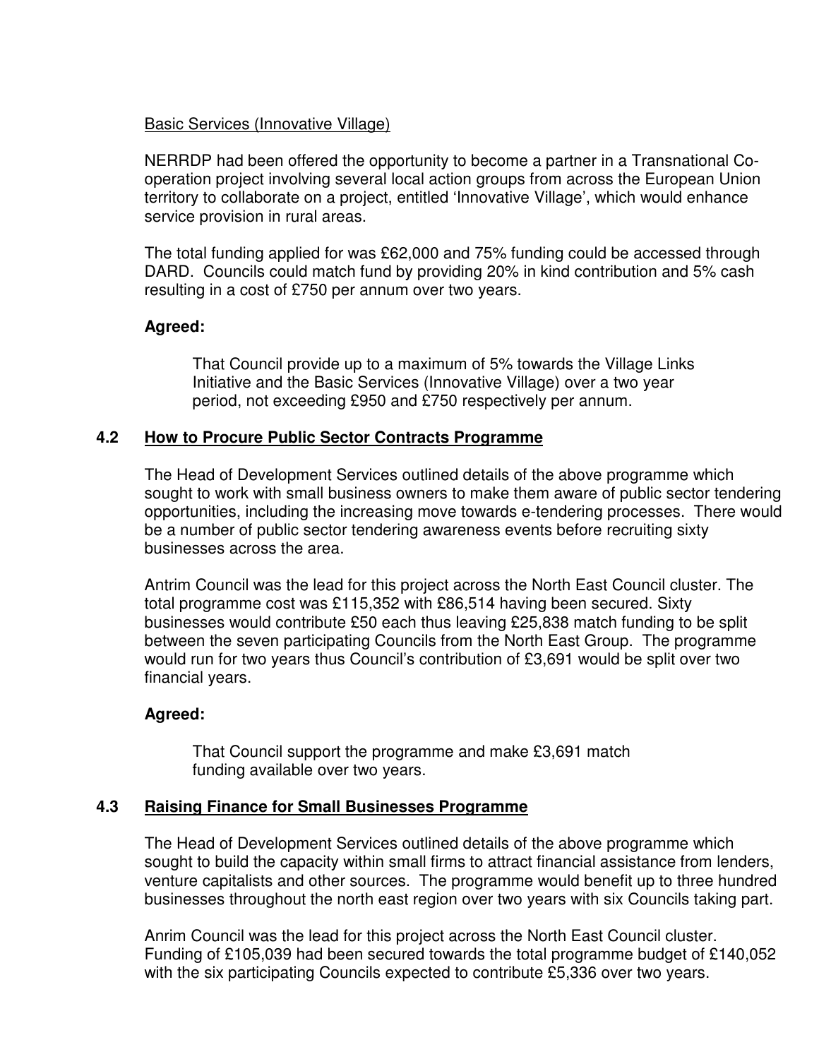Basic Services (Innovative Village)

NERRDP had been offered the opportunity to become a partner in a Transnational Co-operation project involving several local action groups from across the European Union territory to collaborate on a project, entitled 'Innovative Village', which would enhance service provision in rural areas.

The total funding applied for was £62,000 and 75% funding could be accessed through DARD. Councils could match fund by providing 20% in kind contribution and 5% cash resulting in a cost of £750 per annum over two years.

**Agreed:**

> That Council provide up to a maximum of 5% towards the Village Links Initiative and the Basic Services (Innovative Village) over a two year period, not exceeding £950 and £750 respectively per annum.

## 4.2 How to Procure Public Sector Contracts Programme

The Head of Development Services outlined details of the above programme which sought to work with small business owners to make them aware of public sector tendering opportunities, including the increasing move towards e-tendering processes. There would be a number of public sector tendering awareness events before recruiting sixty businesses across the area.

Antrim Council was the lead for this project across the North East Council cluster. The total programme cost was £115,352 with £86,514 having been secured. Sixty businesses would contribute £50 each thus leaving £25,838 match funding to be split between the seven participating Councils from the North East Group. The programme would run for two years thus Council's contribution of £3,691 would be split over two financial years.

**Agreed:**

> That Council support the programme and make £3,691 match funding available over two years.

## 4.3 Raising Finance for Small Businesses Programme

The Head of Development Services outlined details of the above programme which sought to build the capacity within small firms to attract financial assistance from lenders, venture capitalists and other sources. The programme would benefit up to three hundred businesses throughout the north east region over two years with six Councils taking part.

Anrim Council was the lead for this project across the North East Council cluster. Funding of £105,039 had been secured towards the total programme budget of £140,052 with the six participating Councils expected to contribute £5,336 over two years.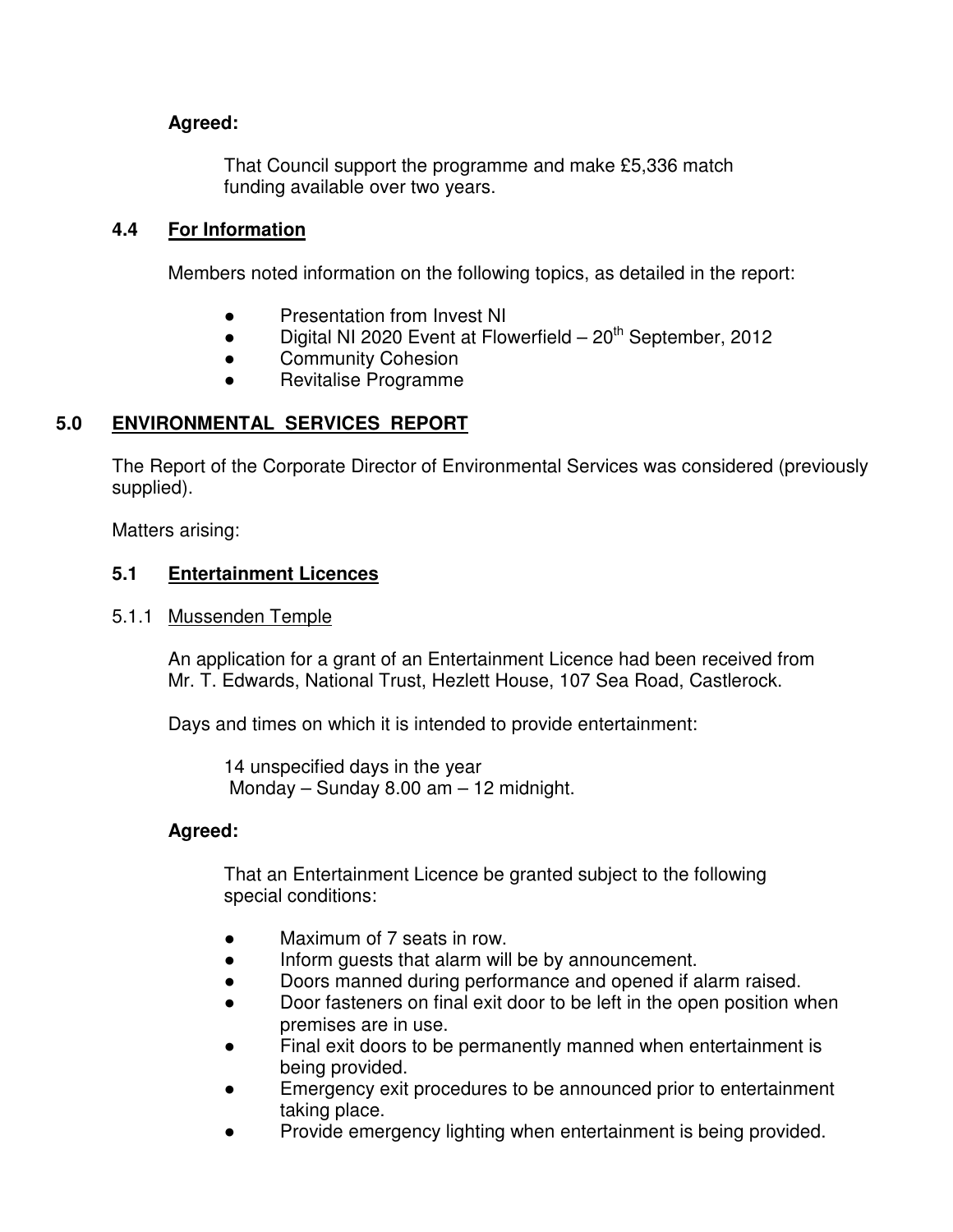**Agreed:**

That Council support the programme and make £5,336 match funding available over two years.

### 4.4 For Information

Members noted information on the following topics, as detailed in the report:

- Presentation from Invest NI
- Digital NI 2020 Event at Flowerfield – 20th September, 2012
- Community Cohesion
- Revitalise Programme

## 5.0 ENVIRONMENTAL SERVICES REPORT

The Report of the Corporate Director of Environmental Services was considered (previously supplied).

Matters arising:

### 5.1 Entertainment Licences

5.1.1 Mussenden Temple

An application for a grant of an Entertainment Licence had been received from Mr. T. Edwards, National Trust, Hezlett House, 107 Sea Road, Castlerock.

Days and times on which it is intended to provide entertainment:

14 unspecified days in the year
Monday – Sunday 8.00 am – 12 midnight.

**Agreed:**

That an Entertainment Licence be granted subject to the following special conditions:

- Maximum of 7 seats in row.
- Inform guests that alarm will be by announcement.
- Doors manned during performance and opened if alarm raised.
- Door fasteners on final exit door to be left in the open position when premises are in use.
- Final exit doors to be permanently manned when entertainment is being provided.
- Emergency exit procedures to be announced prior to entertainment taking place.
- Provide emergency lighting when entertainment is being provided.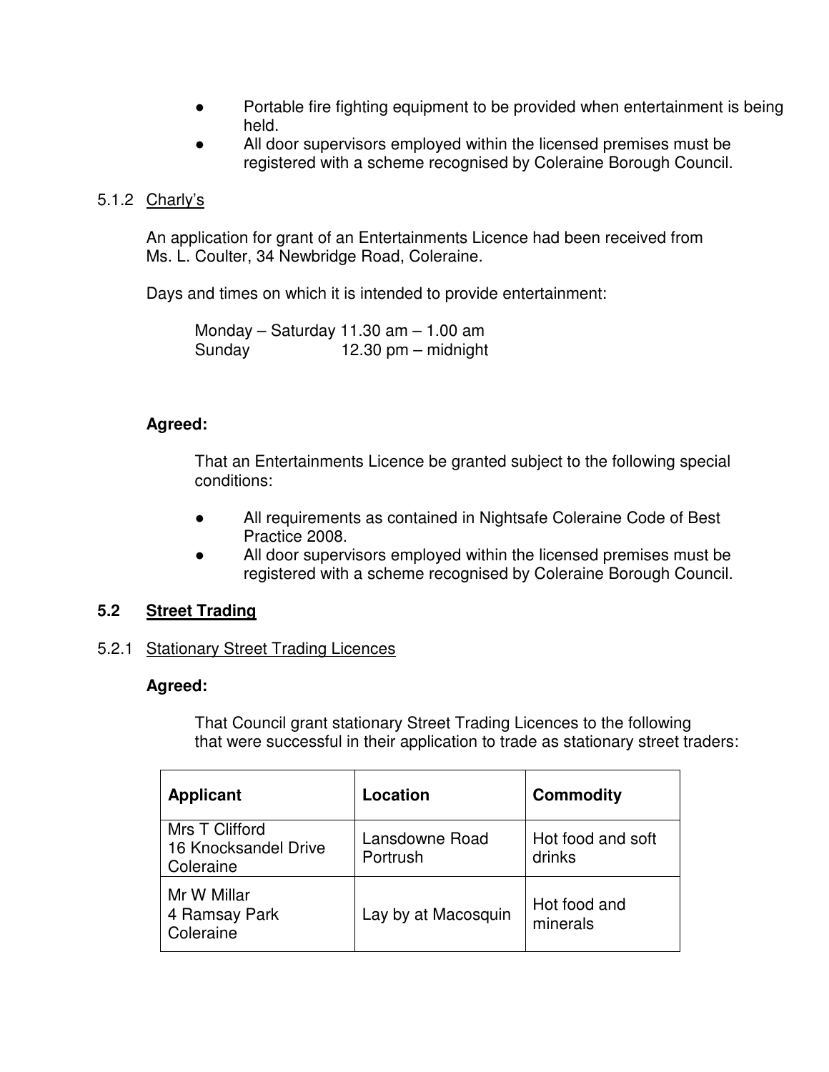- Portable fire fighting equipment to be provided when entertainment is being held.
- All door supervisors employed within the licensed premises must be registered with a scheme recognised by Coleraine Borough Council.

5.1.2 Charly's

An application for grant of an Entertainments Licence had been received from Ms. L. Coulter, 34 Newbridge Road, Coleraine.

Days and times on which it is intended to provide entertainment:

Monday – Saturday 11.30 am – 1.00 am
Sunday 12.30 pm – midnight

**Agreed:**

That an Entertainments Licence be granted subject to the following special conditions:

- All requirements as contained in Nightsafe Coleraine Code of Best Practice 2008.
- All door supervisors employed within the licensed premises must be registered with a scheme recognised by Coleraine Borough Council.

## 5.2 Street Trading

5.2.1 Stationary Street Trading Licences

**Agreed:**

That Council grant stationary Street Trading Licences to the following that were successful in their application to trade as stationary street traders:

| Applicant | Location | Commodity |
|---|---|---|
| Mrs T Clifford<br>16 Knocksandel Drive<br>Coleraine | Lansdowne Road<br>Portrush | Hot food and soft drinks |
| Mr W Millar<br>4 Ramsay Park<br>Coleraine | Lay by at Macosquin | Hot food and minerals |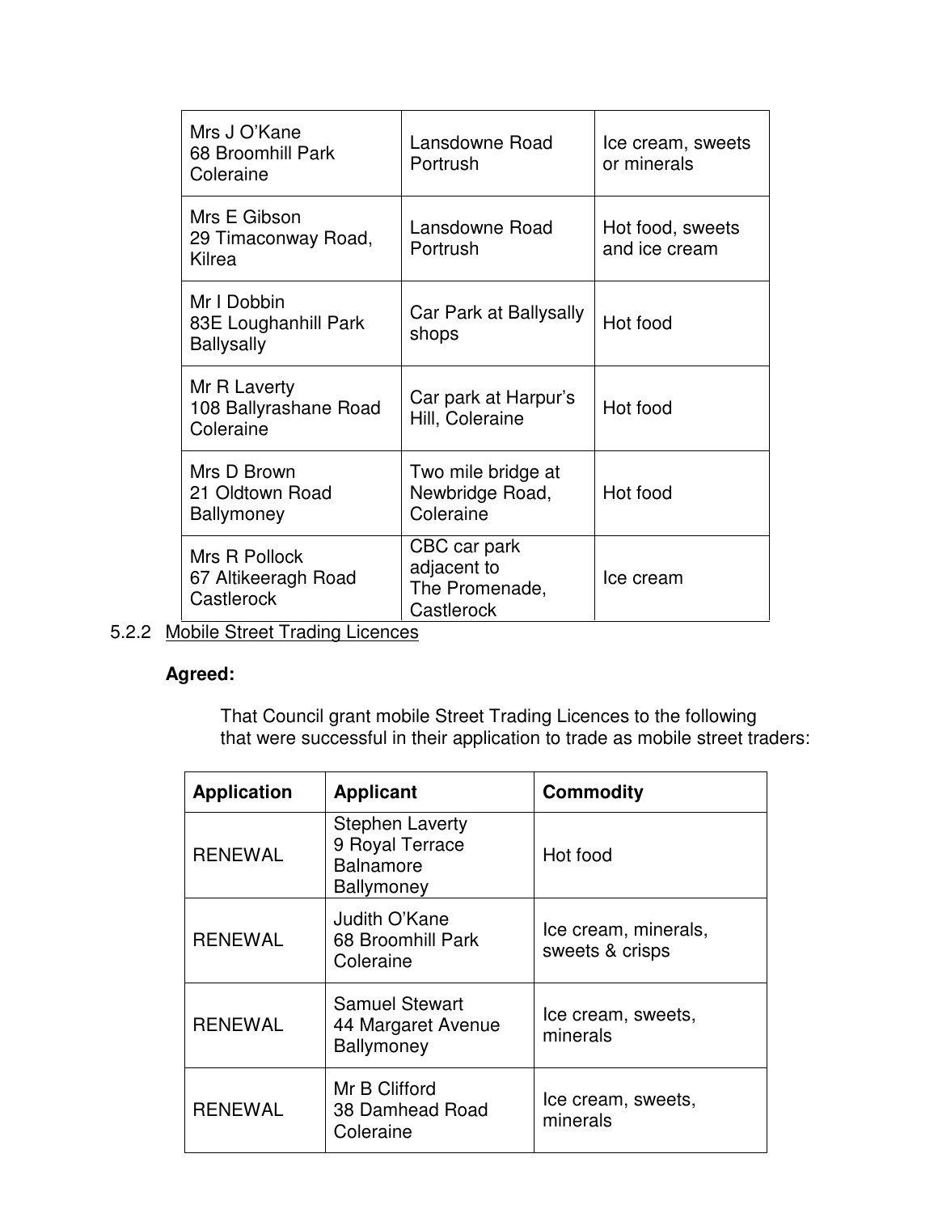| | | |
|---|---|---|
| Mrs J O'Kane<br>68 Broomhill Park<br>Coleraine | Lansdowne Road<br>Portrush | Ice cream, sweets or minerals |
| Mrs E Gibson<br>29 Timaconway Road, Kilrea | Lansdowne Road<br>Portrush | Hot food, sweets and ice cream |
| Mr I Dobbin<br>83E Loughanhill Park<br>Ballysally | Car Park at Ballysally shops | Hot food |
| Mr R Laverty<br>108 Ballyrashane Road<br>Coleraine | Car park at Harpur's Hill, Coleraine | Hot food |
| Mrs D Brown<br>21 Oldtown Road<br>Ballymoney | Two mile bridge at Newbridge Road, Coleraine | Hot food |
| Mrs R Pollock<br>67 Altikeeragh Road<br>Castlerock | CBC car park adjacent to The Promenade, Castlerock | Ice cream |

5.2.2 Mobile Street Trading Licences

**Agreed:**

That Council grant mobile Street Trading Licences to the following that were successful in their application to trade as mobile street traders:

| Application | Applicant | Commodity |
|---|---|---|
| RENEWAL | Stephen Laverty<br>9 Royal Terrace<br>Balnamore<br>Ballymoney | Hot food |
| RENEWAL | Judith O'Kane<br>68 Broomhill Park<br>Coleraine | Ice cream, minerals, sweets & crisps |
| RENEWAL | Samuel Stewart<br>44 Margaret Avenue<br>Ballymoney | Ice cream, sweets, minerals |
| RENEWAL | Mr B Clifford<br>38 Damhead Road<br>Coleraine | Ice cream, sweets, minerals |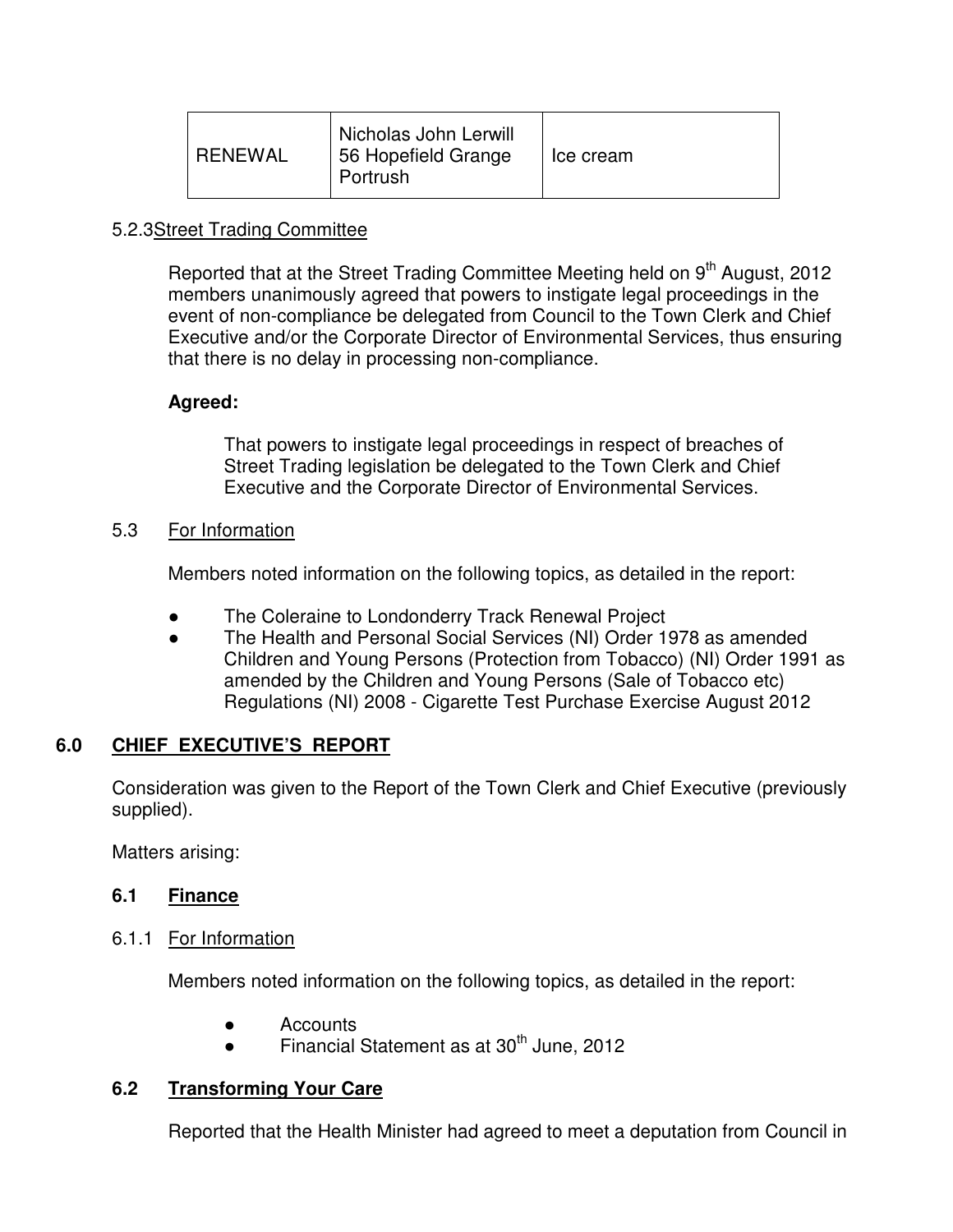| RENEWAL | Nicholas John Lerwill<br>56 Hopefield Grange<br>Portrush | Ice cream |
|---|---|---|

5.2.3 Street Trading Committee

Reported that at the Street Trading Committee Meeting held on 9th August, 2012 members unanimously agreed that powers to instigate legal proceedings in the event of non-compliance be delegated from Council to the Town Clerk and Chief Executive and/or the Corporate Director of Environmental Services, thus ensuring that there is no delay in processing non-compliance.

**Agreed:**

That powers to instigate legal proceedings in respect of breaches of Street Trading legislation be delegated to the Town Clerk and Chief Executive and the Corporate Director of Environmental Services.

5.3 For Information

Members noted information on the following topics, as detailed in the report:

- The Coleraine to Londonderry Track Renewal Project
- The Health and Personal Social Services (NI) Order 1978 as amended Children and Young Persons (Protection from Tobacco) (NI) Order 1991 as amended by the Children and Young Persons (Sale of Tobacco etc) Regulations (NI) 2008 - Cigarette Test Purchase Exercise August 2012

## 6.0 CHIEF EXECUTIVE'S REPORT

Consideration was given to the Report of the Town Clerk and Chief Executive (previously supplied).

Matters arising:

### 6.1 Finance

6.1.1 For Information

Members noted information on the following topics, as detailed in the report:

- Accounts
- Financial Statement as at 30th June, 2012

### 6.2 Transforming Your Care

Reported that the Health Minister had agreed to meet a deputation from Council in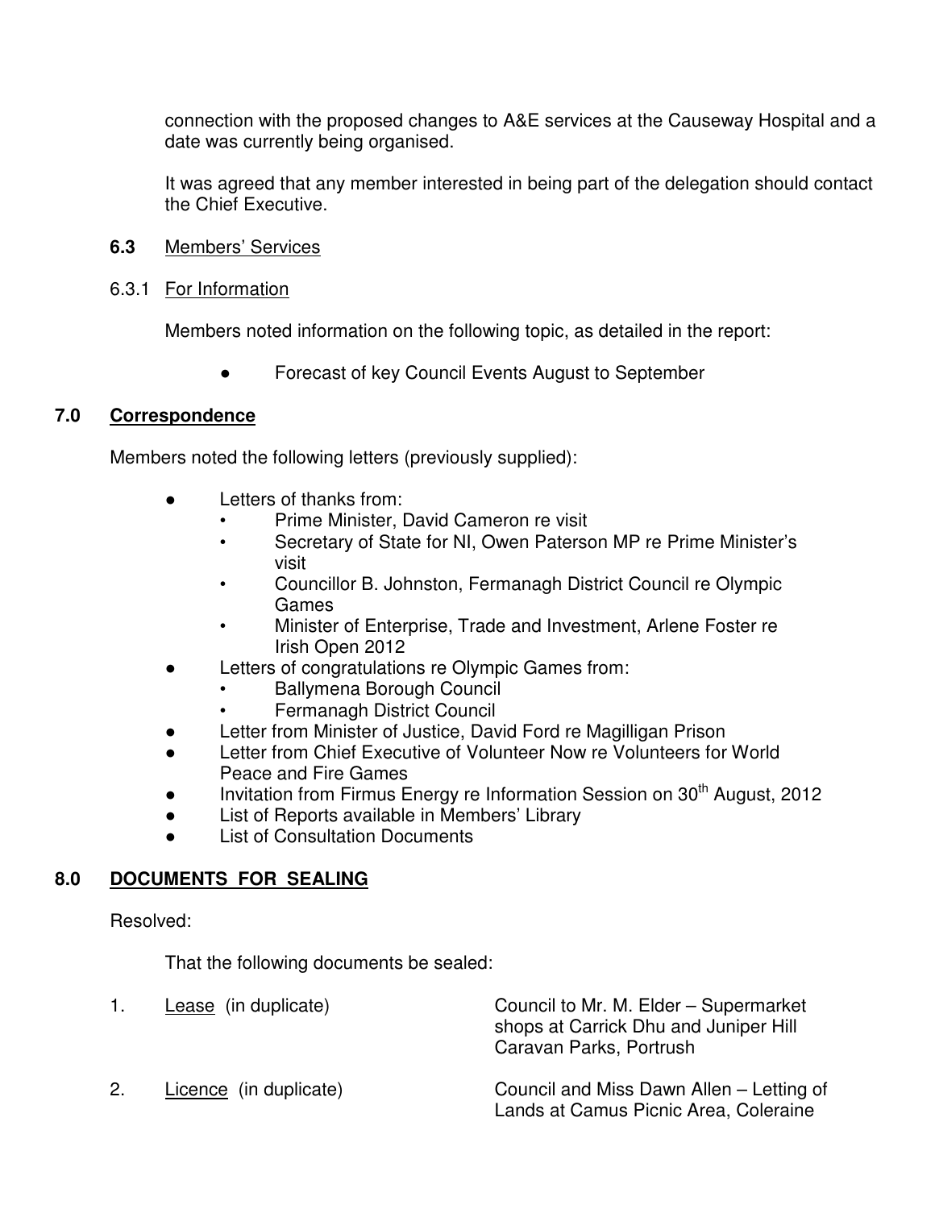connection with the proposed changes to A&E services at the Causeway Hospital and a date was currently being organised.

It was agreed that any member interested in being part of the delegation should contact the Chief Executive.

**6.3** Members' Services

6.3.1 For Information

Members noted information on the following topic, as detailed in the report:

- Forecast of key Council Events August to September

## 7.0 Correspondence

Members noted the following letters (previously supplied):

- Letters of thanks from:
  - Prime Minister, David Cameron re visit
  - Secretary of State for NI, Owen Paterson MP re Prime Minister's visit
  - Councillor B. Johnston, Fermanagh District Council re Olympic Games
  - Minister of Enterprise, Trade and Investment, Arlene Foster re Irish Open 2012
- Letters of congratulations re Olympic Games from:
  - Ballymena Borough Council
  - Fermanagh District Council
- Letter from Minister of Justice, David Ford re Magilligan Prison
- Letter from Chief Executive of Volunteer Now re Volunteers for World Peace and Fire Games
- Invitation from Firmus Energy re Information Session on 30th August, 2012
- List of Reports available in Members' Library
- List of Consultation Documents

## 8.0 DOCUMENTS FOR SEALING

Resolved:

That the following documents be sealed:

| | | |
|---|---|---|
| 1. | Lease (in duplicate) | Council to Mr. M. Elder – Supermarket shops at Carrick Dhu and Juniper Hill Caravan Parks, Portrush |
| 2. | Licence (in duplicate) | Council and Miss Dawn Allen – Letting of Lands at Camus Picnic Area, Coleraine |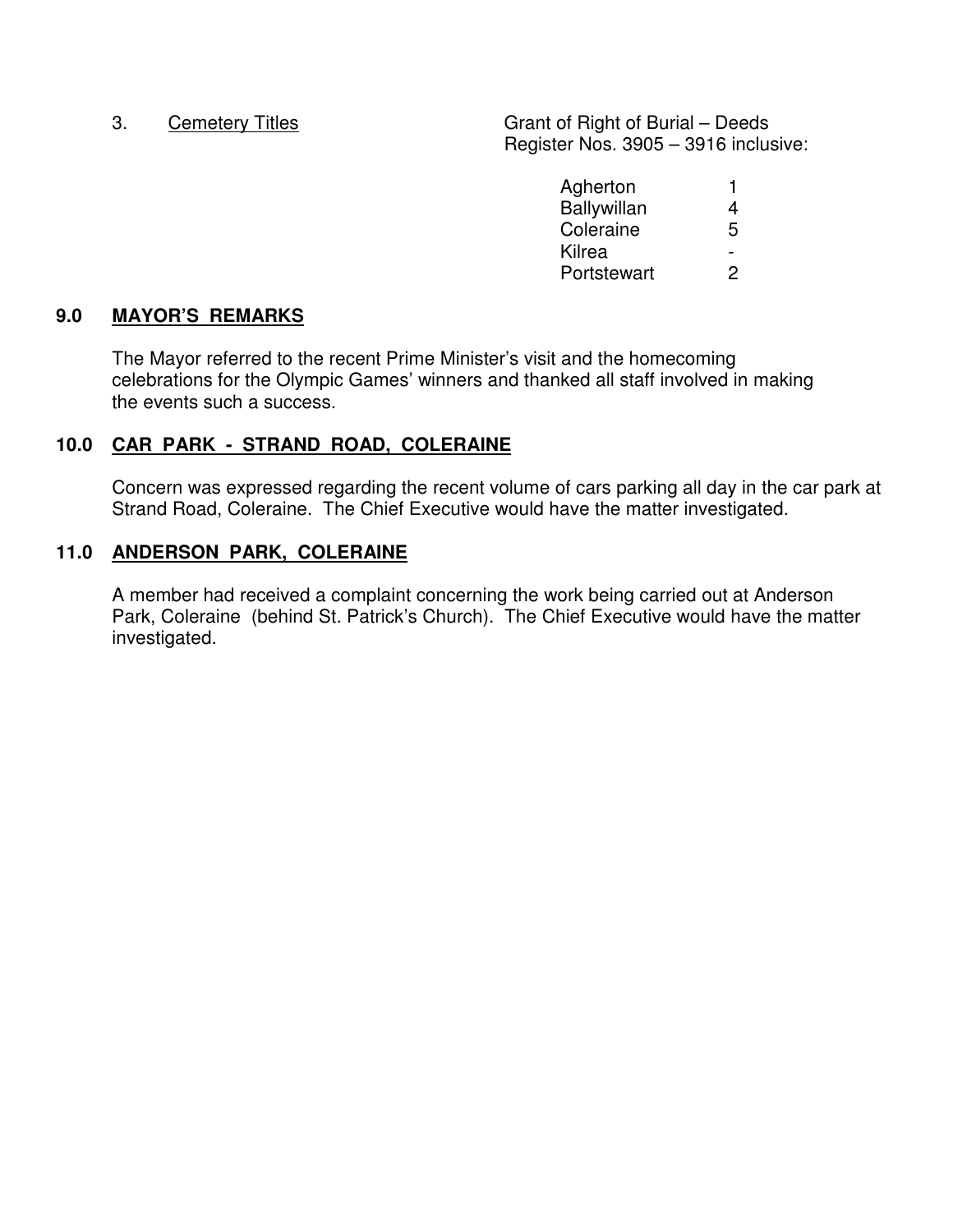3. <u>Cemetery Titles</u>

Grant of Right of Burial – Deeds Register Nos. 3905 – 3916 inclusive:

| | |
|---|---|
| Agherton | 1 |
| Ballywillan | 4 |
| Coleraine | 5 |
| Kilrea | - |
| Portstewart | 2 |

## 9.0 MAYOR'S REMARKS

The Mayor referred to the recent Prime Minister's visit and the homecoming celebrations for the Olympic Games' winners and thanked all staff involved in making the events such a success.

## 10.0 CAR PARK - STRAND ROAD, COLERAINE

Concern was expressed regarding the recent volume of cars parking all day in the car park at Strand Road, Coleraine. The Chief Executive would have the matter investigated.

## 11.0 ANDERSON PARK, COLERAINE

A member had received a complaint concerning the work being carried out at Anderson Park, Coleraine (behind St. Patrick's Church). The Chief Executive would have the matter investigated.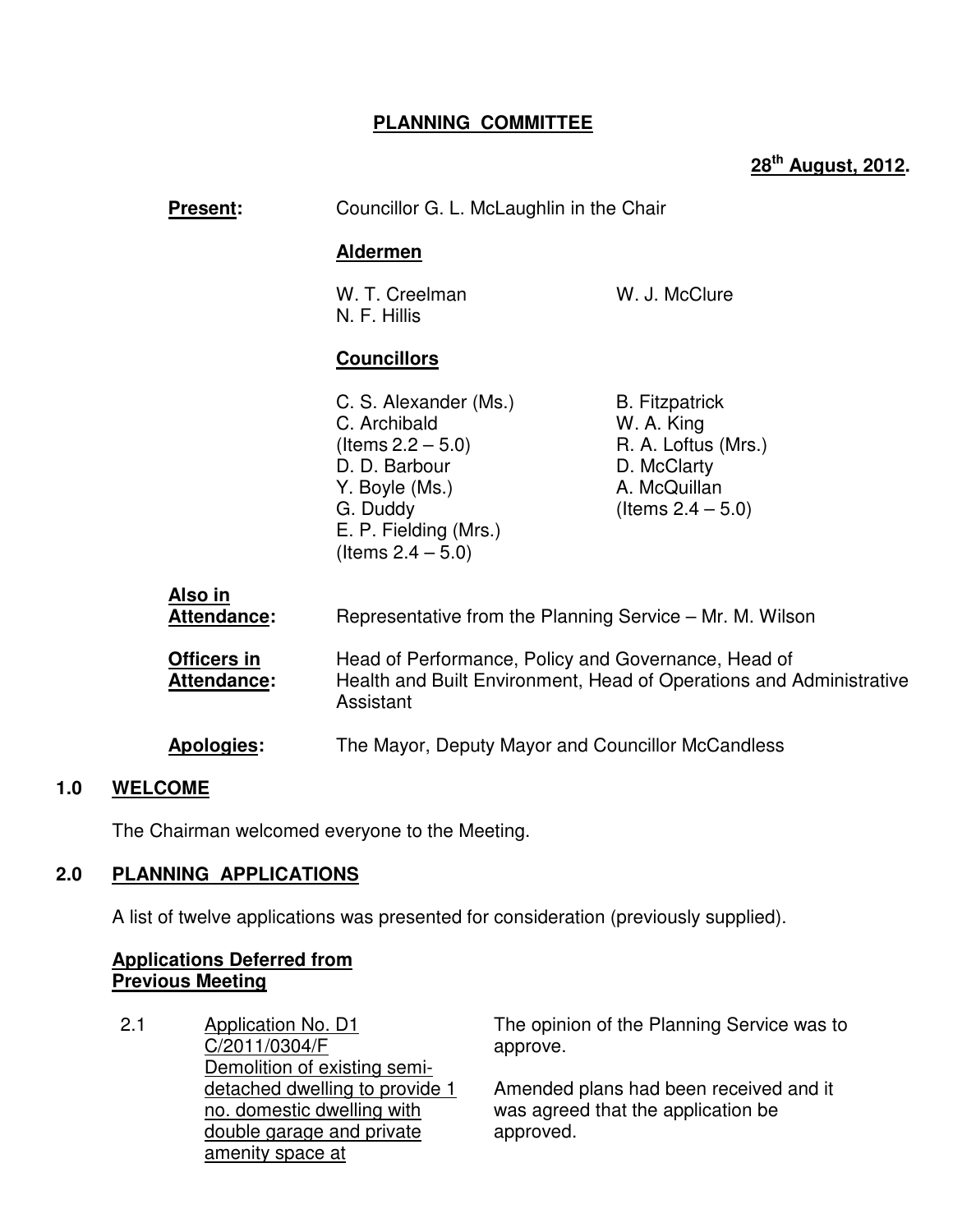**PLANNING COMMITTEE**

**28th August, 2012.**

**Present:** Councillor G. L. McLaughlin in the Chair

**Aldermen**

W. T. Creelman
N. F. Hillis
W. J. McClure

**Councillors**

C. S. Alexander (Ms.)
C. Archibald (Items 2.2 – 5.0)
D. D. Barbour
Y. Boyle (Ms.)
G. Duddy
E. P. Fielding (Mrs.) (Items 2.4 – 5.0)
B. Fitzpatrick
W. A. King
R. A. Loftus (Mrs.)
D. McClarty
A. McQuillan (Items 2.4 – 5.0)

**Also in Attendance:** Representative from the Planning Service – Mr. M. Wilson

**Officers in Attendance:** Head of Performance, Policy and Governance, Head of Health and Built Environment, Head of Operations and Administrative Assistant

**Apologies:** The Mayor, Deputy Mayor and Councillor McCandless

## 1.0 WELCOME

The Chairman welcomed everyone to the Meeting.

## 2.0 PLANNING APPLICATIONS

A list of twelve applications was presented for consideration (previously supplied).

**Applications Deferred from Previous Meeting**

2.1 Application No. D1 C/2011/0304/F
Demolition of existing semi-detached dwelling to provide 1 no. domestic dwelling with double garage and private amenity space at

The opinion of the Planning Service was to approve.

Amended plans had been received and it was agreed that the application be approved.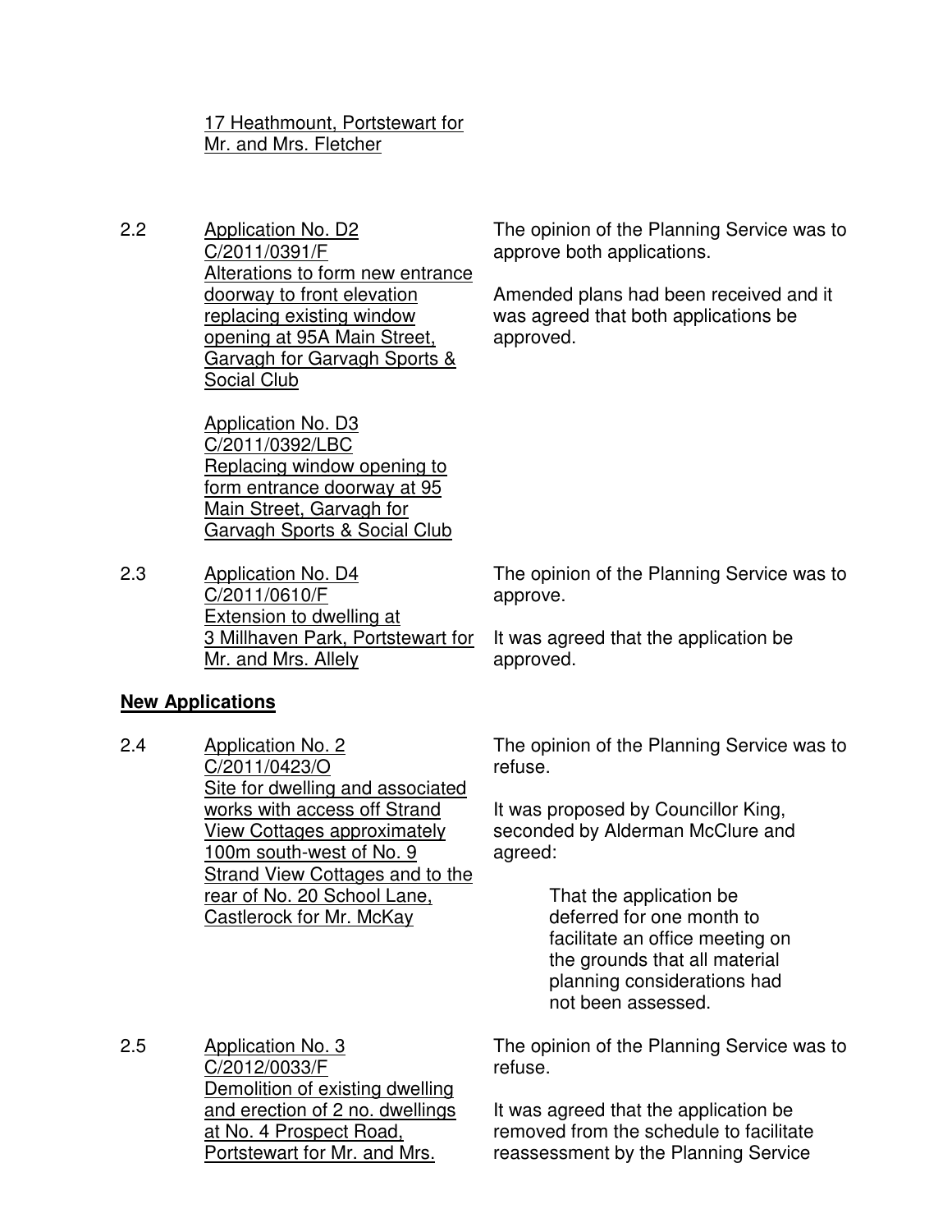17 Heathmount, Portstewart for Mr. and Mrs. Fletcher

2.2 Application No. D2
C/2011/0391/F
Alterations to form new entrance doorway to front elevation replacing existing window opening at 95A Main Street, Garvagh for Garvagh Sports & Social Club

Application No. D3
C/2011/0392/LBC
Replacing window opening to form entrance doorway at 95 Main Street, Garvagh for Garvagh Sports & Social Club

The opinion of the Planning Service was to approve both applications.

Amended plans had been received and it was agreed that both applications be approved.

2.3 Application No. D4
C/2011/0610/F
Extension to dwelling at 3 Millhaven Park, Portstewart for Mr. and Mrs. Allely

The opinion of the Planning Service was to approve.

It was agreed that the application be approved.

**New Applications**

2.4 Application No. 2
C/2011/0423/O
Site for dwelling and associated works with access off Strand View Cottages approximately 100m south-west of No. 9 Strand View Cottages and to the rear of No. 20 School Lane, Castlerock for Mr. McKay

The opinion of the Planning Service was to refuse.

It was proposed by Councillor King, seconded by Alderman McClure and agreed:

> That the application be deferred for one month to facilitate an office meeting on the grounds that all material planning considerations had not been assessed.

2.5 Application No. 3
C/2012/0033/F
Demolition of existing dwelling and erection of 2 no. dwellings at No. 4 Prospect Road, Portstewart for Mr. and Mrs.

The opinion of the Planning Service was to refuse.

It was agreed that the application be removed from the schedule to facilitate reassessment by the Planning Service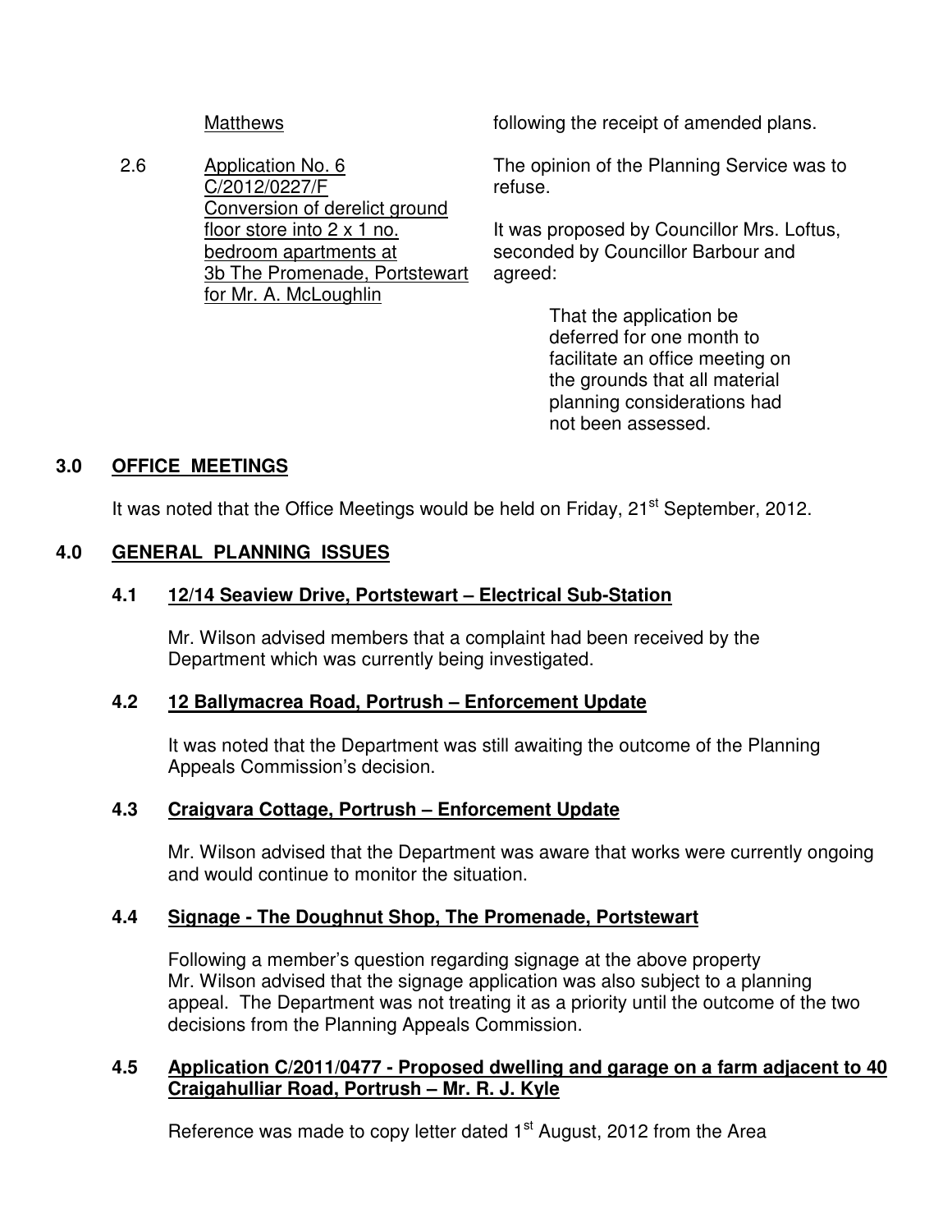| | | |
|---|---|---|
| | Matthews | following the receipt of amended plans. |
| 2.6 | Application No. 6<br>C/2012/0227/F<br>Conversion of derelict ground floor store into 2 x 1 no. bedroom apartments at 3b The Promenade, Portstewart for Mr. A. McLoughlin | The opinion of the Planning Service was to refuse.<br><br>It was proposed by Councillor Mrs. Loftus, seconded by Councillor Barbour and agreed:<br><br>That the application be deferred for one month to facilitate an office meeting on the grounds that all material planning considerations had not been assessed. |

## 3.0 OFFICE MEETINGS

It was noted that the Office Meetings would be held on Friday, 21st September, 2012.

## 4.0 GENERAL PLANNING ISSUES

### 4.1 12/14 Seaview Drive, Portstewart – Electrical Sub-Station

Mr. Wilson advised members that a complaint had been received by the Department which was currently being investigated.

### 4.2 12 Ballymacrea Road, Portrush – Enforcement Update

It was noted that the Department was still awaiting the outcome of the Planning Appeals Commission's decision.

### 4.3 Craigvara Cottage, Portrush – Enforcement Update

Mr. Wilson advised that the Department was aware that works were currently ongoing and would continue to monitor the situation.

### 4.4 Signage - The Doughnut Shop, The Promenade, Portstewart

Following a member's question regarding signage at the above property Mr. Wilson advised that the signage application was also subject to a planning appeal. The Department was not treating it as a priority until the outcome of the two decisions from the Planning Appeals Commission.

### 4.5 Application C/2011/0477 - Proposed dwelling and garage on a farm adjacent to 40 Craigahulliar Road, Portrush – Mr. R. J. Kyle

Reference was made to copy letter dated 1st August, 2012 from the Area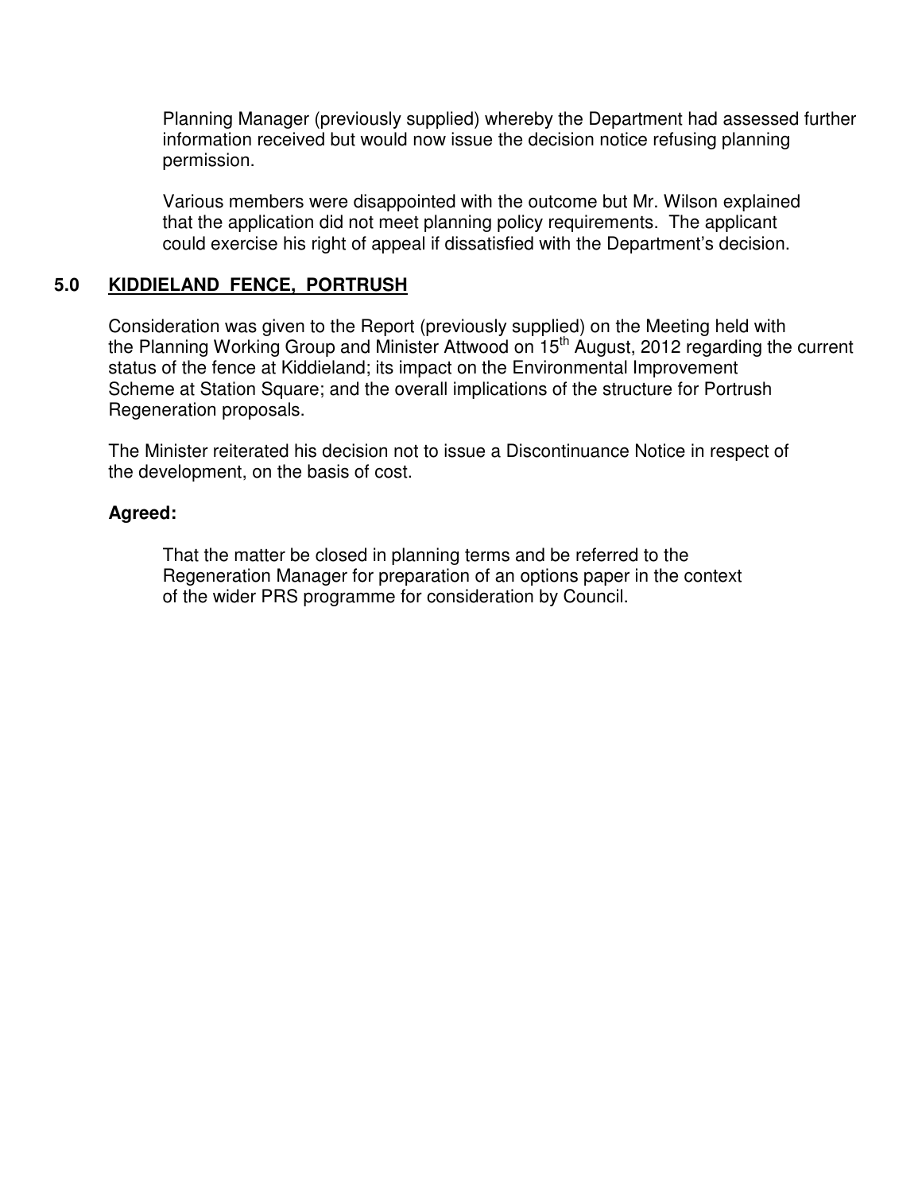Planning Manager (previously supplied) whereby the Department had assessed further information received but would now issue the decision notice refusing planning permission.

Various members were disappointed with the outcome but Mr. Wilson explained that the application did not meet planning policy requirements. The applicant could exercise his right of appeal if dissatisfied with the Department's decision.

## 5.0 KIDDIELAND FENCE, PORTRUSH

Consideration was given to the Report (previously supplied) on the Meeting held with the Planning Working Group and Minister Attwood on 15th August, 2012 regarding the current status of the fence at Kiddieland; its impact on the Environmental Improvement Scheme at Station Square; and the overall implications of the structure for Portrush Regeneration proposals.

The Minister reiterated his decision not to issue a Discontinuance Notice in respect of the development, on the basis of cost.

**Agreed:**

That the matter be closed in planning terms and be referred to the Regeneration Manager for preparation of an options paper in the context of the wider PRS programme for consideration by Council.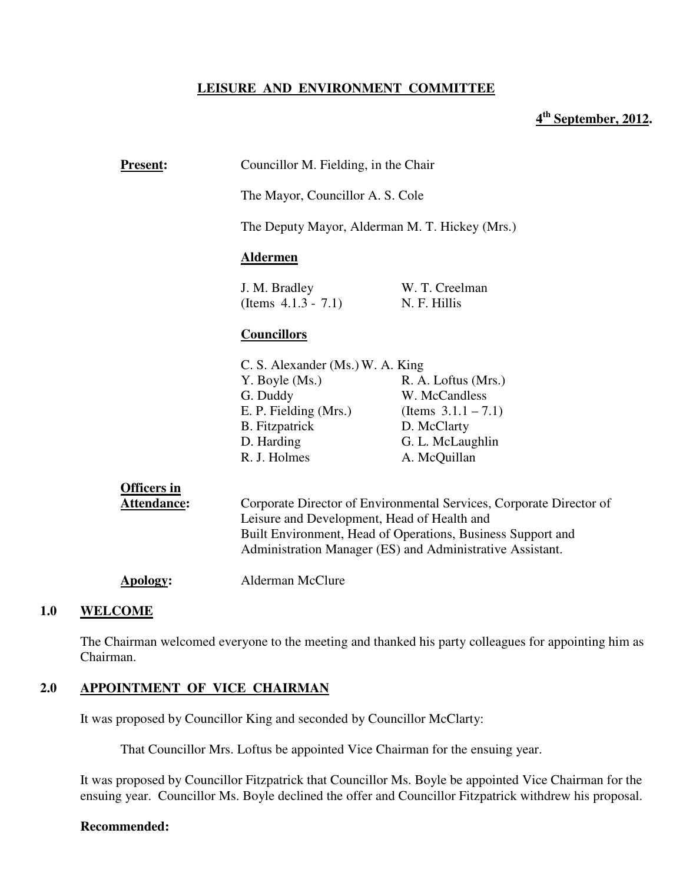# LEISURE AND ENVIRONMENT COMMITTEE

**4th September, 2012.**

**Present:** Councillor M. Fielding, in the Chair

The Mayor, Councillor A. S. Cole

The Deputy Mayor, Alderman M. T. Hickey (Mrs.)

**Aldermen**

J. M. Bradley (Items 4.1.3 - 7.1)
W. T. Creelman
N. F. Hillis

**Councillors**

C. S. Alexander (Ms.)
Y. Boyle (Ms.)
G. Duddy
E. P. Fielding (Mrs.)
B. Fitzpatrick
D. Harding
R. J. Holmes
W. A. King
R. A. Loftus (Mrs.)
W. McCandless (Items 3.1.1 – 7.1)
D. McClarty
G. L. McLaughlin
A. McQuillan

**Officers in Attendance:** Corporate Director of Environmental Services, Corporate Director of Leisure and Development, Head of Health and Built Environment, Head of Operations, Business Support and Administration Manager (ES) and Administrative Assistant.

**Apology:** Alderman McClure

## 1.0 WELCOME

The Chairman welcomed everyone to the meeting and thanked his party colleagues for appointing him as Chairman.

## 2.0 APPOINTMENT OF VICE CHAIRMAN

It was proposed by Councillor King and seconded by Councillor McClarty:

That Councillor Mrs. Loftus be appointed Vice Chairman for the ensuing year.

It was proposed by Councillor Fitzpatrick that Councillor Ms. Boyle be appointed Vice Chairman for the ensuing year. Councillor Ms. Boyle declined the offer and Councillor Fitzpatrick withdrew his proposal.

**Recommended:**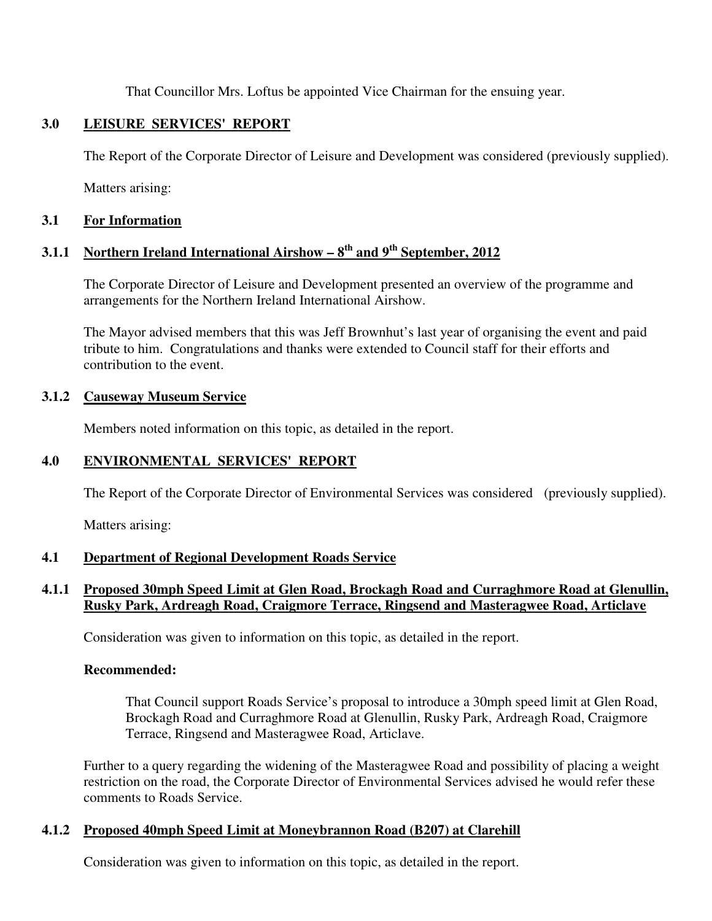That Councillor Mrs. Loftus be appointed Vice Chairman for the ensuing year.

## 3.0 LEISURE SERVICES' REPORT

The Report of the Corporate Director of Leisure and Development was considered (previously supplied).

Matters arising:

### 3.1 For Information

#### 3.1.1 Northern Ireland International Airshow – 8th and 9th September, 2012

The Corporate Director of Leisure and Development presented an overview of the programme and arrangements for the Northern Ireland International Airshow.

The Mayor advised members that this was Jeff Brownhut's last year of organising the event and paid tribute to him. Congratulations and thanks were extended to Council staff for their efforts and contribution to the event.

#### 3.1.2 Causeway Museum Service

Members noted information on this topic, as detailed in the report.

## 4.0 ENVIRONMENTAL SERVICES' REPORT

The Report of the Corporate Director of Environmental Services was considered (previously supplied).

Matters arising:

### 4.1 Department of Regional Development Roads Service

#### 4.1.1 Proposed 30mph Speed Limit at Glen Road, Brockagh Road and Curraghmore Road at Glenullin, Rusky Park, Ardreagh Road, Craigmore Terrace, Ringsend and Masteragwee Road, Articlave

Consideration was given to information on this topic, as detailed in the report.

**Recommended:**

That Council support Roads Service's proposal to introduce a 30mph speed limit at Glen Road, Brockagh Road and Curraghmore Road at Glenullin, Rusky Park, Ardreagh Road, Craigmore Terrace, Ringsend and Masteragwee Road, Articlave.

Further to a query regarding the widening of the Masteragwee Road and possibility of placing a weight restriction on the road, the Corporate Director of Environmental Services advised he would refer these comments to Roads Service.

#### 4.1.2 Proposed 40mph Speed Limit at Moneybrannon Road (B207) at Clarehill

Consideration was given to information on this topic, as detailed in the report.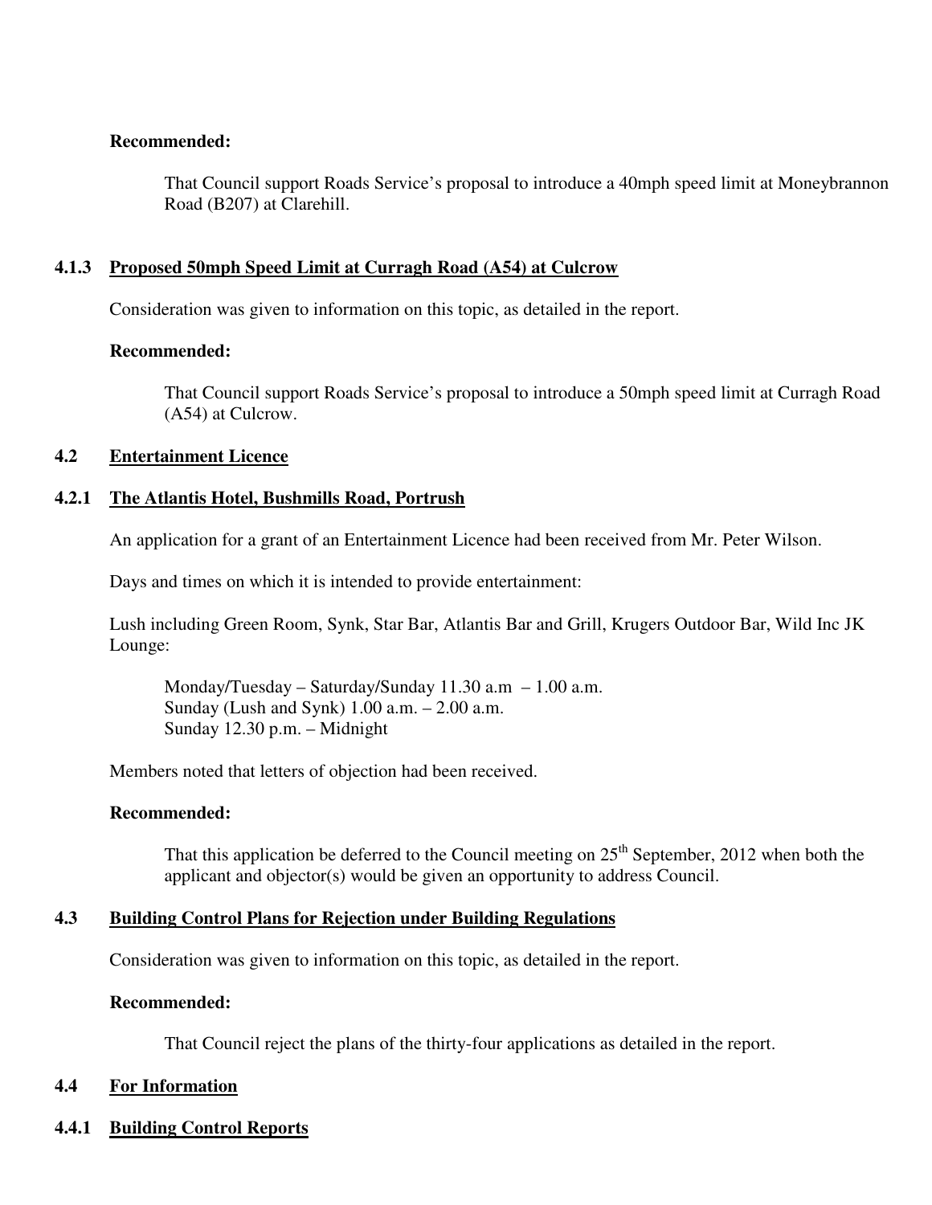**Recommended:**

That Council support Roads Service's proposal to introduce a 40mph speed limit at Moneybrannon Road (B207) at Clarehill.

### 4.1.3 Proposed 50mph Speed Limit at Curragh Road (A54) at Culcrow

Consideration was given to information on this topic, as detailed in the report.

**Recommended:**

That Council support Roads Service's proposal to introduce a 50mph speed limit at Curragh Road (A54) at Culcrow.

## 4.2 Entertainment Licence

### 4.2.1 The Atlantis Hotel, Bushmills Road, Portrush

An application for a grant of an Entertainment Licence had been received from Mr. Peter Wilson.

Days and times on which it is intended to provide entertainment:

Lush including Green Room, Synk, Star Bar, Atlantis Bar and Grill, Krugers Outdoor Bar, Wild Inc JK Lounge:

Monday/Tuesday – Saturday/Sunday 11.30 a.m – 1.00 a.m.
Sunday (Lush and Synk) 1.00 a.m. – 2.00 a.m.
Sunday 12.30 p.m. – Midnight

Members noted that letters of objection had been received.

**Recommended:**

That this application be deferred to the Council meeting on 25th September, 2012 when both the applicant and objector(s) would be given an opportunity to address Council.

## 4.3 Building Control Plans for Rejection under Building Regulations

Consideration was given to information on this topic, as detailed in the report.

**Recommended:**

That Council reject the plans of the thirty-four applications as detailed in the report.

## 4.4 For Information

### 4.4.1 Building Control Reports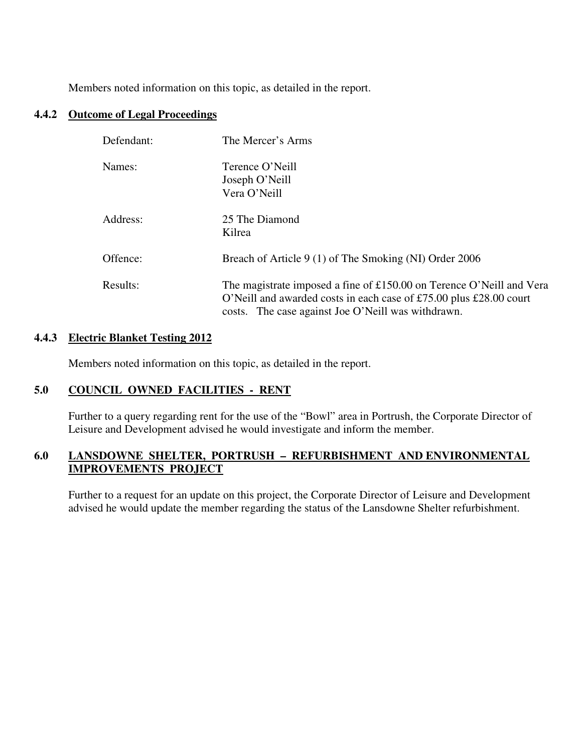Members noted information on this topic, as detailed in the report.

### 4.4.2 Outcome of Legal Proceedings

| | |
|---|---|
| Defendant: | The Mercer's Arms |
| Names: | Terence O'Neill<br>Joseph O'Neill<br>Vera O'Neill |
| Address: | 25 The Diamond<br>Kilrea |
| Offence: | Breach of Article 9 (1) of The Smoking (NI) Order 2006 |
| Results: | The magistrate imposed a fine of £150.00 on Terence O'Neill and Vera O'Neill and awarded costs in each case of £75.00 plus £28.00 court costs. The case against Joe O'Neill was withdrawn. |

### 4.4.3 Electric Blanket Testing 2012

Members noted information on this topic, as detailed in the report.

## 5.0 COUNCIL OWNED FACILITIES - RENT

Further to a query regarding rent for the use of the "Bowl" area in Portrush, the Corporate Director of Leisure and Development advised he would investigate and inform the member.

## 6.0 LANSDOWNE SHELTER, PORTRUSH – REFURBISHMENT AND ENVIRONMENTAL IMPROVEMENTS PROJECT

Further to a request for an update on this project, the Corporate Director of Leisure and Development advised he would update the member regarding the status of the Lansdowne Shelter refurbishment.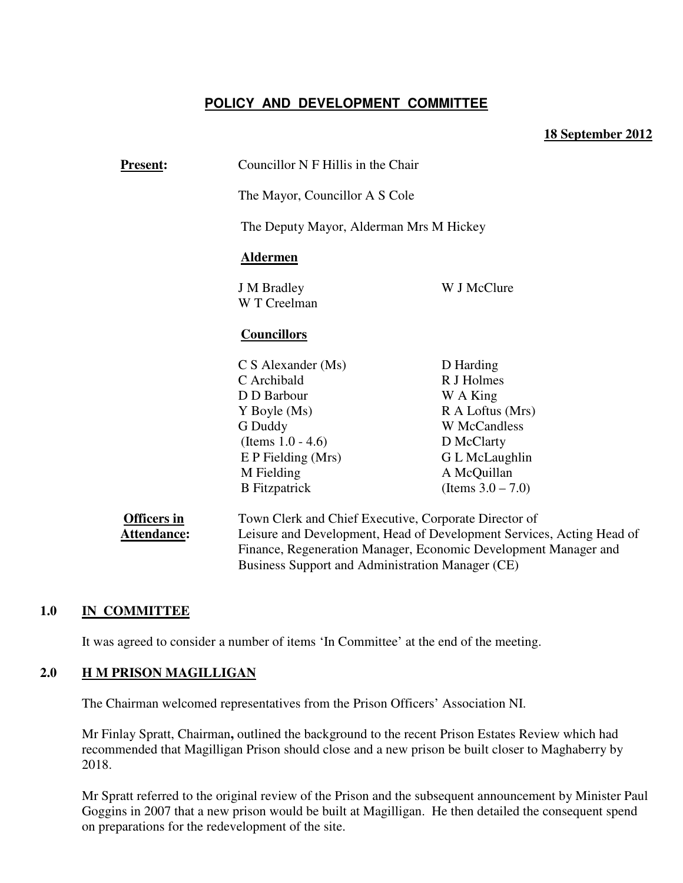## POLICY AND DEVELOPMENT COMMITTEE

**18 September 2012**

**Present:** Councillor N F Hillis in the Chair

The Mayor, Councillor A S Cole

The Deputy Mayor, Alderman Mrs M Hickey

**Aldermen**

J M Bradley
W T Creelman
W J McClure

**Councillors**

C S Alexander (Ms)
C Archibald
D D Barbour
Y Boyle (Ms)
G Duddy (Items 1.0 - 4.6)
E P Fielding (Mrs)
M Fielding
B Fitzpatrick
D Harding
R J Holmes
W A King
R A Loftus (Mrs)
W McCandless
D McClarty
G L McLaughlin
A McQuillan (Items 3.0 – 7.0)

**Officers in Attendance:** Town Clerk and Chief Executive, Corporate Director of Leisure and Development, Head of Development Services, Acting Head of Finance, Regeneration Manager, Economic Development Manager and Business Support and Administration Manager (CE)

### 1.0 IN COMMITTEE

It was agreed to consider a number of items 'In Committee' at the end of the meeting.

### 2.0 H M PRISON MAGILLIGAN

The Chairman welcomed representatives from the Prison Officers' Association NI.

Mr Finlay Spratt, Chairman**,** outlined the background to the recent Prison Estates Review which had recommended that Magilligan Prison should close and a new prison be built closer to Maghaberry by 2018.

Mr Spratt referred to the original review of the Prison and the subsequent announcement by Minister Paul Goggins in 2007 that a new prison would be built at Magilligan. He then detailed the consequent spend on preparations for the redevelopment of the site.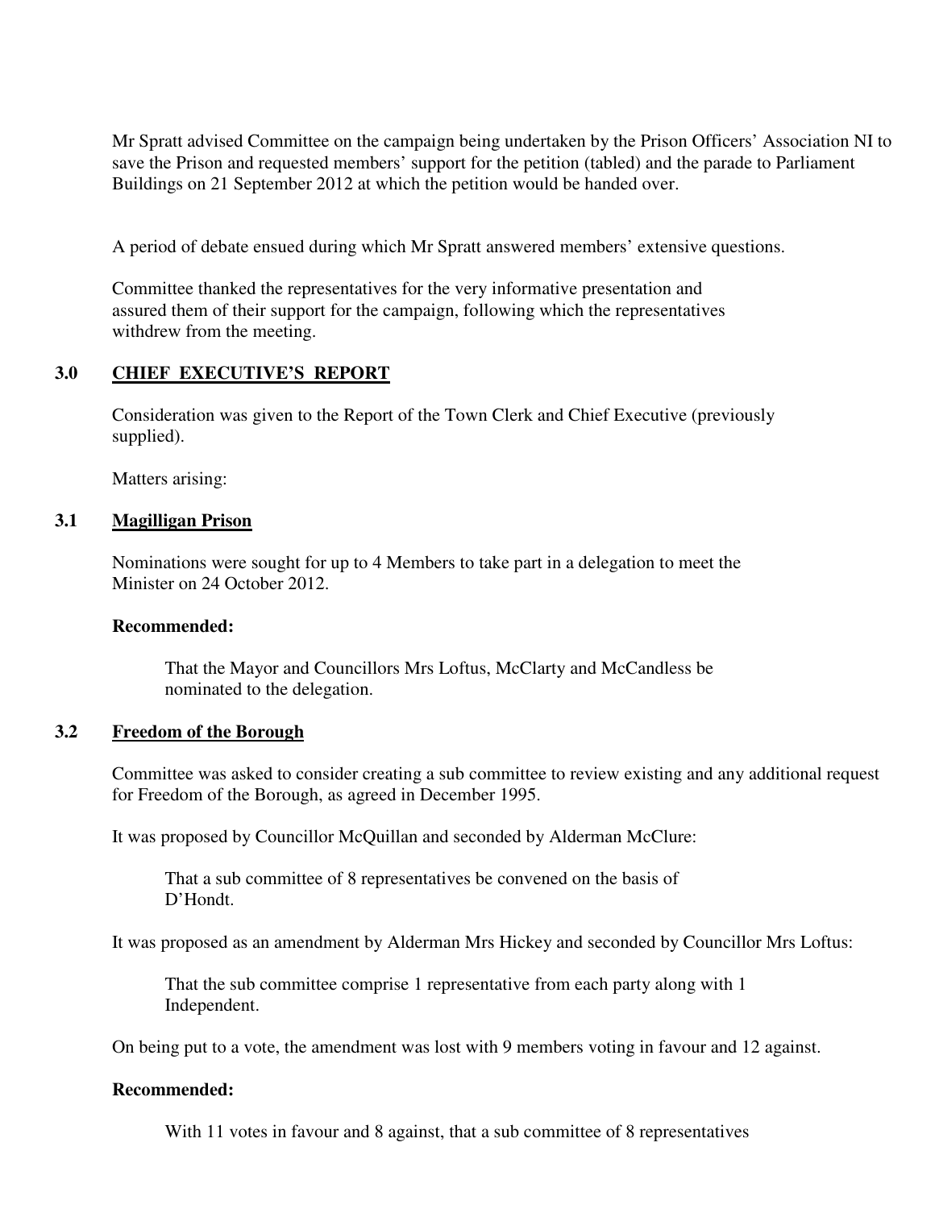Mr Spratt advised Committee on the campaign being undertaken by the Prison Officers' Association NI to save the Prison and requested members' support for the petition (tabled) and the parade to Parliament Buildings on 21 September 2012 at which the petition would be handed over.

A period of debate ensued during which Mr Spratt answered members' extensive questions.

Committee thanked the representatives for the very informative presentation and assured them of their support for the campaign, following which the representatives withdrew from the meeting.

## 3.0 CHIEF EXECUTIVE'S REPORT

Consideration was given to the Report of the Town Clerk and Chief Executive (previously supplied).

Matters arising:

### 3.1 Magilligan Prison

Nominations were sought for up to 4 Members to take part in a delegation to meet the Minister on 24 October 2012.

**Recommended:**

> That the Mayor and Councillors Mrs Loftus, McClarty and McCandless be nominated to the delegation.

### 3.2 Freedom of the Borough

Committee was asked to consider creating a sub committee to review existing and any additional request for Freedom of the Borough, as agreed in December 1995.

It was proposed by Councillor McQuillan and seconded by Alderman McClure:

> That a sub committee of 8 representatives be convened on the basis of D'Hondt.

It was proposed as an amendment by Alderman Mrs Hickey and seconded by Councillor Mrs Loftus:

> That the sub committee comprise 1 representative from each party along with 1 Independent.

On being put to a vote, the amendment was lost with 9 members voting in favour and 12 against.

**Recommended:**

> With 11 votes in favour and 8 against, that a sub committee of 8 representatives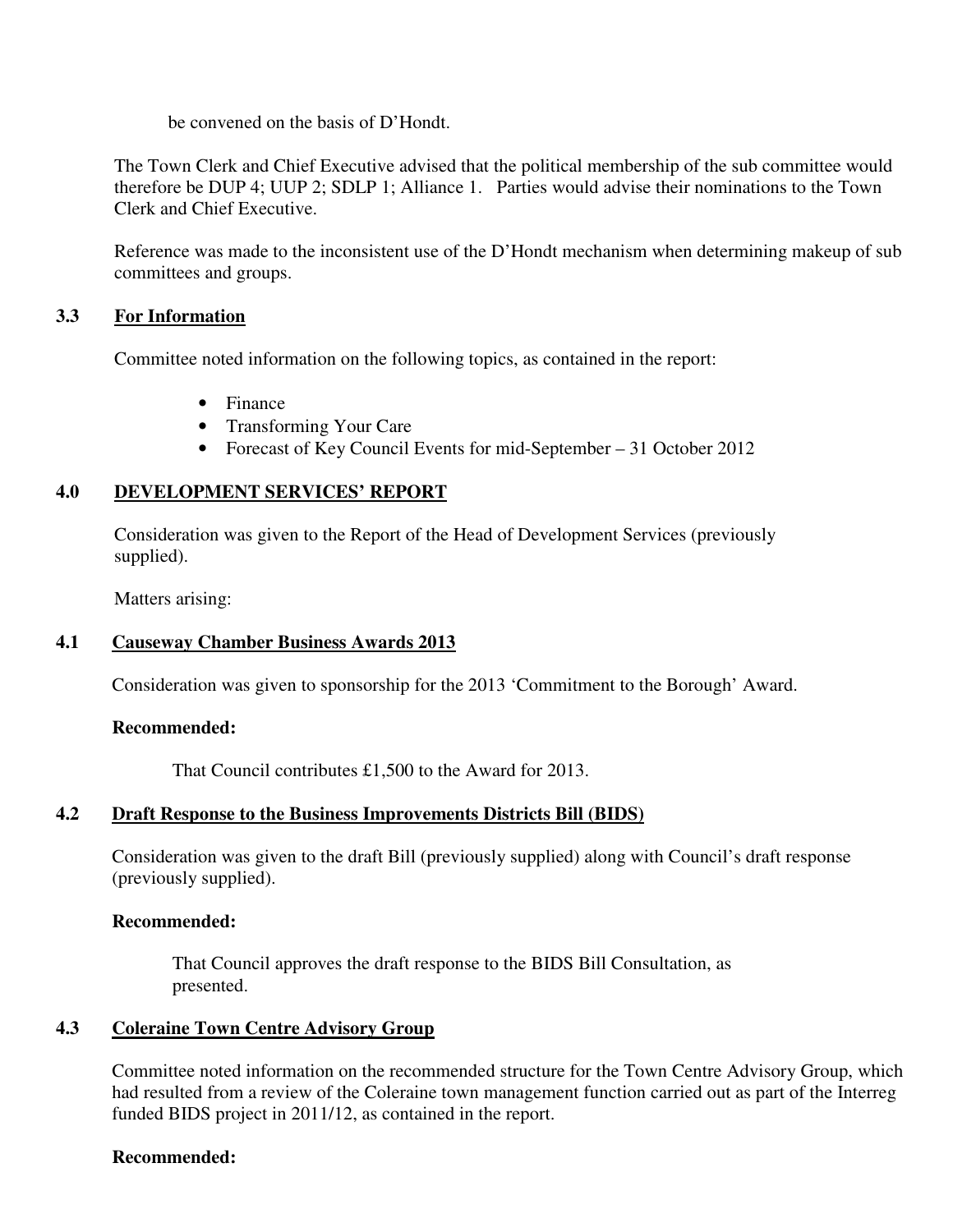be convened on the basis of D'Hondt.

The Town Clerk and Chief Executive advised that the political membership of the sub committee would therefore be DUP 4; UUP 2; SDLP 1; Alliance 1. Parties would advise their nominations to the Town Clerk and Chief Executive.

Reference was made to the inconsistent use of the D'Hondt mechanism when determining makeup of sub committees and groups.

### 3.3 For Information

Committee noted information on the following topics, as contained in the report:

- Finance
- Transforming Your Care
- Forecast of Key Council Events for mid-September – 31 October 2012

## 4.0 DEVELOPMENT SERVICES' REPORT

Consideration was given to the Report of the Head of Development Services (previously supplied).

Matters arising:

### 4.1 Causeway Chamber Business Awards 2013

Consideration was given to sponsorship for the 2013 'Commitment to the Borough' Award.

**Recommended:**

That Council contributes £1,500 to the Award for 2013.

### 4.2 Draft Response to the Business Improvements Districts Bill (BIDS)

Consideration was given to the draft Bill (previously supplied) along with Council's draft response (previously supplied).

**Recommended:**

That Council approves the draft response to the BIDS Bill Consultation, as presented.

### 4.3 Coleraine Town Centre Advisory Group

Committee noted information on the recommended structure for the Town Centre Advisory Group, which had resulted from a review of the Coleraine town management function carried out as part of the Interreg funded BIDS project in 2011/12, as contained in the report.

**Recommended:**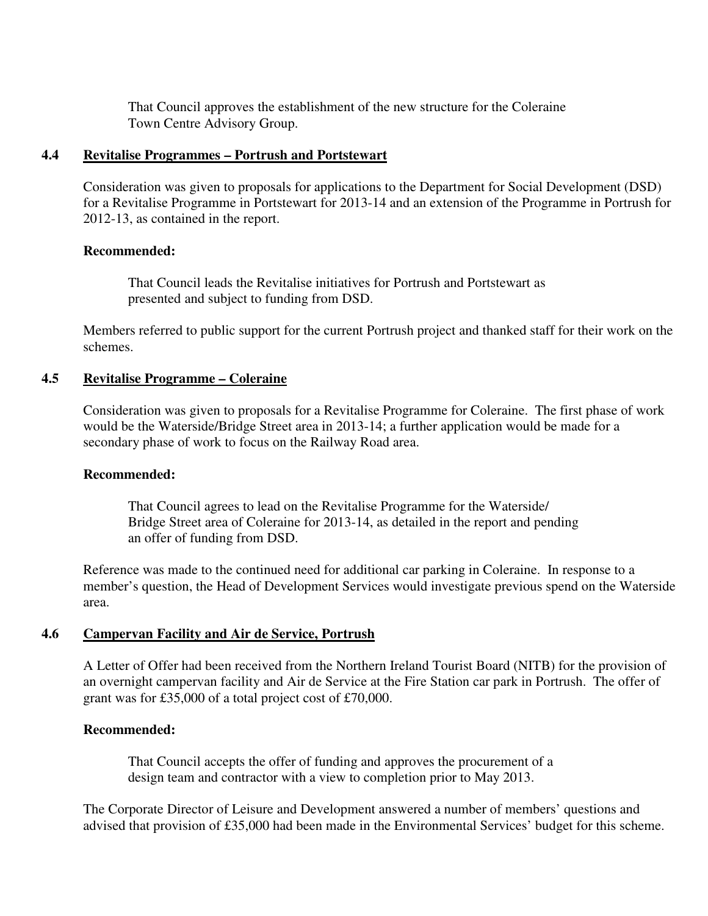That Council approves the establishment of the new structure for the Coleraine Town Centre Advisory Group.

### 4.4 Revitalise Programmes – Portrush and Portstewart

Consideration was given to proposals for applications to the Department for Social Development (DSD) for a Revitalise Programme in Portstewart for 2013-14 and an extension of the Programme in Portrush for 2012-13, as contained in the report.

**Recommended:**

That Council leads the Revitalise initiatives for Portrush and Portstewart as presented and subject to funding from DSD.

Members referred to public support for the current Portrush project and thanked staff for their work on the schemes.

### 4.5 Revitalise Programme – Coleraine

Consideration was given to proposals for a Revitalise Programme for Coleraine. The first phase of work would be the Waterside/Bridge Street area in 2013-14; a further application would be made for a secondary phase of work to focus on the Railway Road area.

**Recommended:**

That Council agrees to lead on the Revitalise Programme for the Waterside/ Bridge Street area of Coleraine for 2013-14, as detailed in the report and pending an offer of funding from DSD.

Reference was made to the continued need for additional car parking in Coleraine. In response to a member's question, the Head of Development Services would investigate previous spend on the Waterside area.

### 4.6 Campervan Facility and Air de Service, Portrush

A Letter of Offer had been received from the Northern Ireland Tourist Board (NITB) for the provision of an overnight campervan facility and Air de Service at the Fire Station car park in Portrush. The offer of grant was for £35,000 of a total project cost of £70,000.

**Recommended:**

That Council accepts the offer of funding and approves the procurement of a design team and contractor with a view to completion prior to May 2013.

The Corporate Director of Leisure and Development answered a number of members' questions and advised that provision of £35,000 had been made in the Environmental Services' budget for this scheme.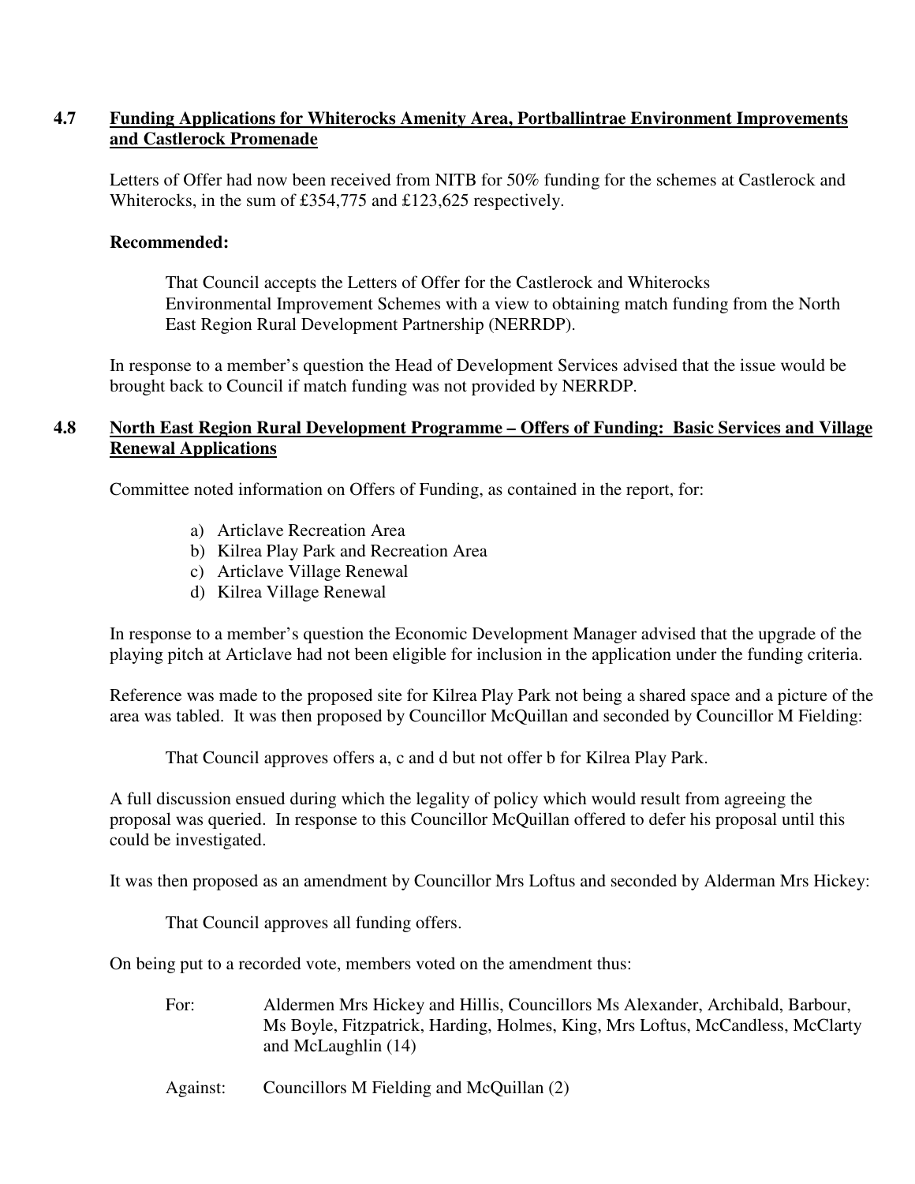### 4.7 **Funding Applications for Whiterocks Amenity Area, Portballintrae Environment Improvements and Castlerock Promenade**

Letters of Offer had now been received from NITB for 50% funding for the schemes at Castlerock and Whiterocks, in the sum of £354,775 and £123,625 respectively.

**Recommended:**

> That Council accepts the Letters of Offer for the Castlerock and Whiterocks Environmental Improvement Schemes with a view to obtaining match funding from the North East Region Rural Development Partnership (NERRDP).

In response to a member's question the Head of Development Services advised that the issue would be brought back to Council if match funding was not provided by NERRDP.

### 4.8 **North East Region Rural Development Programme – Offers of Funding: Basic Services and Village Renewal Applications**

Committee noted information on Offers of Funding, as contained in the report, for:

a) Articlave Recreation Area
b) Kilrea Play Park and Recreation Area
c) Articlave Village Renewal
d) Kilrea Village Renewal

In response to a member's question the Economic Development Manager advised that the upgrade of the playing pitch at Articlave had not been eligible for inclusion in the application under the funding criteria.

Reference was made to the proposed site for Kilrea Play Park not being a shared space and a picture of the area was tabled. It was then proposed by Councillor McQuillan and seconded by Councillor M Fielding:

> That Council approves offers a, c and d but not offer b for Kilrea Play Park.

A full discussion ensued during which the legality of policy which would result from agreeing the proposal was queried. In response to this Councillor McQuillan offered to defer his proposal until this could be investigated.

It was then proposed as an amendment by Councillor Mrs Loftus and seconded by Alderman Mrs Hickey:

> That Council approves all funding offers.

On being put to a recorded vote, members voted on the amendment thus:

For: Aldermen Mrs Hickey and Hillis, Councillors Ms Alexander, Archibald, Barbour, Ms Boyle, Fitzpatrick, Harding, Holmes, King, Mrs Loftus, McCandless, McClarty and McLaughlin (14)

Against: Councillors M Fielding and McQuillan (2)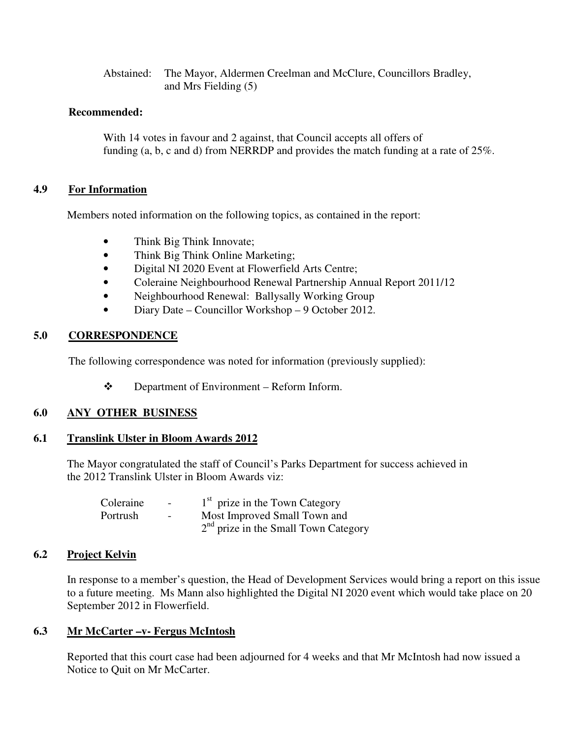Abstained: The Mayor, Aldermen Creelman and McClure, Councillors Bradley, and Mrs Fielding (5)

**Recommended:**

With 14 votes in favour and 2 against, that Council accepts all offers of funding (a, b, c and d) from NERRDP and provides the match funding at a rate of 25%.

## 4.9 For Information

Members noted information on the following topics, as contained in the report:

- Think Big Think Innovate;
- Think Big Think Online Marketing;
- Digital NI 2020 Event at Flowerfield Arts Centre;
- Coleraine Neighbourhood Renewal Partnership Annual Report 2011/12
- Neighbourhood Renewal: Ballysally Working Group
- Diary Date – Councillor Workshop – 9 October 2012.

## 5.0 CORRESPONDENCE

The following correspondence was noted for information (previously supplied):

- Department of Environment – Reform Inform.

## 6.0 ANY OTHER BUSINESS

## 6.1 Translink Ulster in Bloom Awards 2012

The Mayor congratulated the staff of Council's Parks Department for success achieved in the 2012 Translink Ulster in Bloom Awards viz:

| | | |
|---|---|---|
| Coleraine | - | 1st prize in the Town Category |
| Portrush | - | Most Improved Small Town and 2nd prize in the Small Town Category |

## 6.2 Project Kelvin

In response to a member's question, the Head of Development Services would bring a report on this issue to a future meeting. Ms Mann also highlighted the Digital NI 2020 event which would take place on 20 September 2012 in Flowerfield.

## 6.3 Mr McCarter –v- Fergus McIntosh

Reported that this court case had been adjourned for 4 weeks and that Mr McIntosh had now issued a Notice to Quit on Mr McCarter.